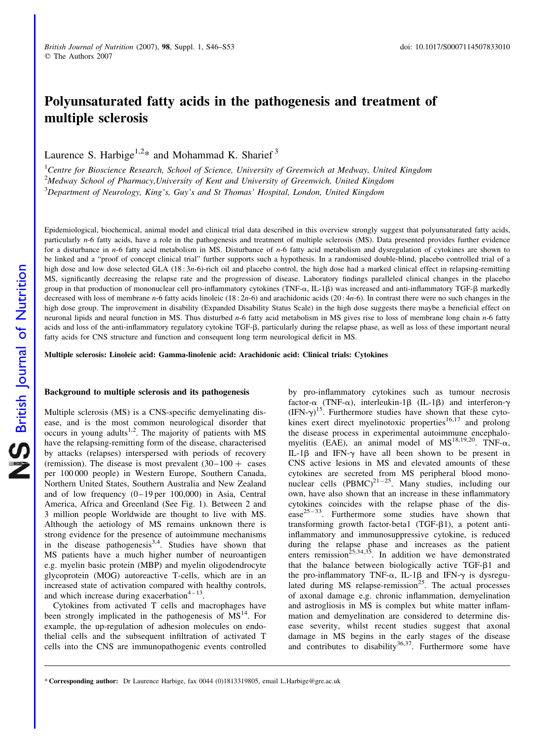# Polyunsaturated fatty acids in the pathogenesis and treatment of multiple sclerosis

Laurence S. Harbige[1,2]* and Mohammad K. Sharief[3]

[1]*Centre for Bioscience Research, School of Science, University of Greenwich at Medway, United Kingdom*
[2]*Medway School of Pharmacy, University of Kent and University of Greenwich, United Kingdom*
[3]*Department of Neurology, King's, Guy's and St Thomas' Hospital, London, United Kingdom*

Epidemiological, biochemical, animal model and clinical trial data described in this overview strongly suggest that polyunsaturated fatty acids, particularly *n*-6 fatty acids, have a role in the pathogenesis and treatment of multiple sclerosis (MS). Data presented provides further evidence for a disturbance in *n*-6 fatty acid metabolism in MS. Disturbance of *n*-6 fatty acid metabolism and dysregulation of cytokines are shown to be linked and a "proof of concept clinical trial" further supports such a hypothesis. In a randomised double-blind, placebo controlled trial of a high dose and low dose selected GLA (18 : 3*n*-6)-rich oil and placebo control, the high dose had a marked clinical effect in relapsing-remitting MS, significantly decreasing the relapse rate and the progression of disease. Laboratory findings paralleled clinical changes in the placebo group in that production of mononuclear cell pro-inflammatory cytokines (TNF-α, IL-1β) was increased and anti-inflammatory TGF-β markedly decreased with loss of membrane *n*-6 fatty acids linoleic (18 : 2*n*-6) and arachidonic acids (20 : 4*n*-6). In contrast there were no such changes in the high dose group. The improvement in disability (Expanded Disability Status Scale) in the high dose suggests there maybe a beneficial effect on neuronal lipids and neural function in MS. Thus disturbed *n*-6 fatty acid metabolism in MS gives rise to loss of membrane long chain *n*-6 fatty acids and loss of the anti-inflammatory regulatory cytokine TGF-β, particularly during the relapse phase, as well as loss of these important neural fatty acids for CNS structure and function and consequent long term neurological deficit in MS.

**Multiple sclerosis: Linoleic acid: Gamma-linolenic acid: Arachidonic acid: Clinical trials: Cytokines**

## Background to multiple sclerosis and its pathogenesis

Multiple sclerosis (MS) is a CNS-specific demyelinating disease, and is the most common neurological disorder that occurs in young adults[1,2]. The majority of patients with MS have the relapsing-remitting form of the disease, characterised by attacks (relapses) interspersed with periods of recovery (remission). The disease is most prevalent (30–100 + cases per 100 000 people) in Western Europe, Southern Canada, Northern United States, Southern Australia and New Zealand and of low frequency (0–19 per 100,000) in Asia, Central America, Africa and Greenland (See Fig. 1). Between 2 and 3 million people Worldwide are thought to live with MS. Although the aetiology of MS remains unknown there is strong evidence for the presence of autoimmune mechanisms in the disease pathogenesis[3,4]. Studies have shown that MS patients have a much higher number of neuroantigen e.g. myelin basic protein (MBP) and myelin oligodendrocyte glycoprotein (MOG) autoreactive T-cells, which are in an increased state of activation compared with healthy controls, and which increase during exacerbation[4–13].

Cytokines from activated T cells and macrophages have been strongly implicated in the pathogenesis of MS[14]. For example, the up-regulation of adhesion molecules on endothelial cells and the subsequent infiltration of activated T cells into the CNS are immunopathogenic events controlled by pro-inflammatory cytokines such as tumour necrosis factor-α (TNF-α), interleukin-1β (IL-1β) and interferon-γ (IFN-γ)[15]. Furthermore studies have shown that these cytokines exert direct myelinotoxic properties[16,17] and prolong the disease process in experimental autoimmune encephalomyelitis (EAE), an animal model of MS[18,19,20]. TNF-α, IL-1β and IFN-γ have all been shown to be present in CNS active lesions in MS and elevated amounts of these cytokines are secreted from MS peripheral blood mononuclear cells (PBMC)[21–25]. Many studies, including our own, have also shown that an increase in these inflammatory cytokines coincides with the relapse phase of the disease[25–33]. Furthermore some studies have shown that transforming growth factor-beta1 (TGF-β1), a potent anti-inflammatory and immunosuppressive cytokine, is reduced during the relapse phase and increases as the patient enters remission[25,34,35]. In addition we have demonstrated that the balance between biologically active TGF-β1 and the pro-inflammatory TNF-α, IL-1β and IFN-γ is dysregulated during MS relapse-remission[25]. The actual processes of axonal damage e.g. chronic inflammation, demyelination and astrogliosis in MS is complex but white matter inflammation and demyelination are considered to determine disease severity, whilst recent studies suggest that axonal damage in MS begins in the early stages of the disease and contributes to disability[36,37]. Furthermore some have

* **Corresponding author:** Dr Laurence Harbige, fax 0044 (0)1813319805, email L.Harbige@gre.ac.uk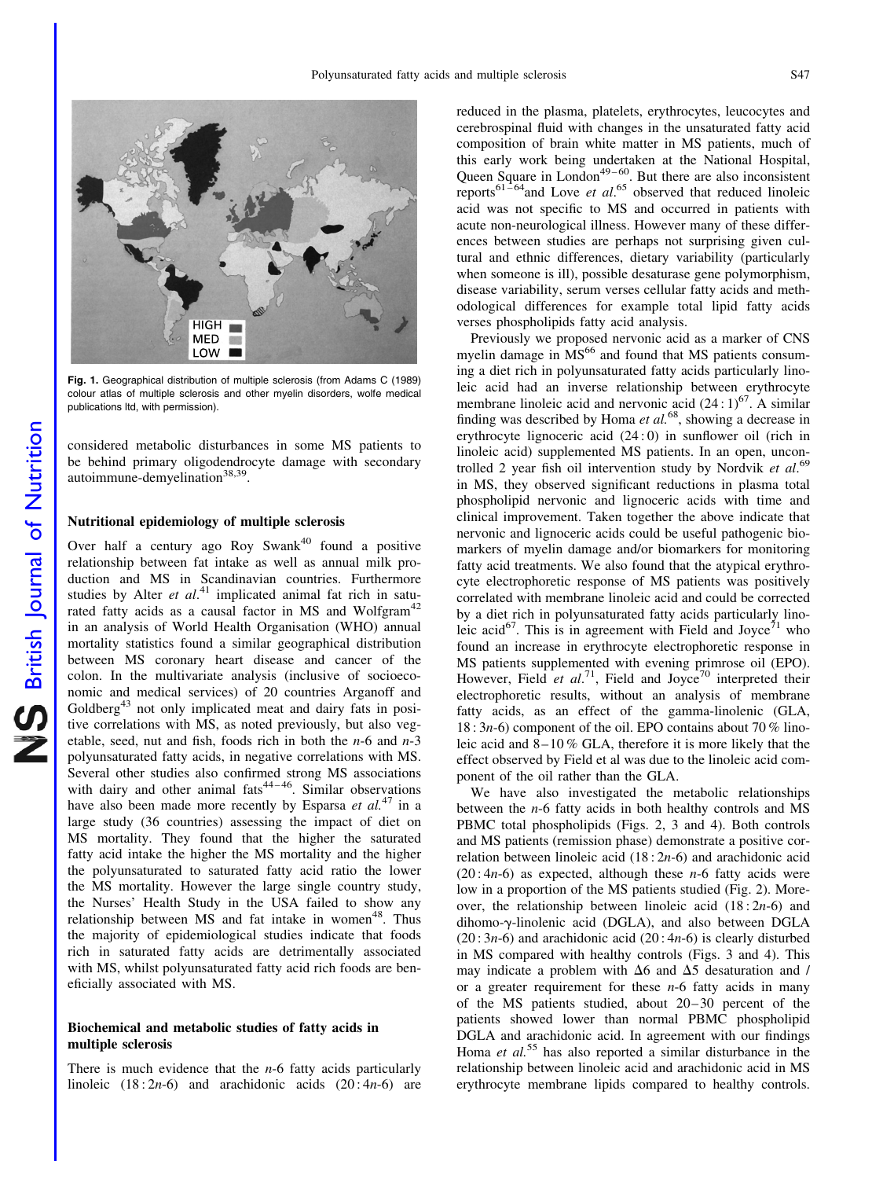Fig. 1. Geographical distribution of multiple sclerosis (from Adams C (1989) colour atlas of multiple sclerosis and other myelin disorders, wolfe medical publications ltd, with permission).

considered metabolic disturbances in some MS patients to be behind primary oligodendrocyte damage with secondary autoimmune-demyelination[38,39].

### Nutritional epidemiology of multiple sclerosis

Over half a century ago Roy Swank[40] found a positive relationship between fat intake as well as annual milk production and MS in Scandinavian countries. Furthermore studies by Alter *et al*.[41] implicated animal fat rich in saturated fatty acids as a causal factor in MS and Wolfgram[42] in an analysis of World Health Organisation (WHO) annual mortality statistics found a similar geographical distribution between MS coronary heart disease and cancer of the colon. In the multivariate analysis (inclusive of socioeconomic and medical services) of 20 countries Arganoff and Goldberg[43] not only implicated meat and dairy fats in positive correlations with MS, as noted previously, but also vegetable, seed, nut and fish, foods rich in both the *n*-6 and *n*-3 polyunsaturated fatty acids, in negative correlations with MS. Several other studies also confirmed strong MS associations with dairy and other animal fats[44–46]. Similar observations have also been made more recently by Esparsa *et al.*[47] in a large study (36 countries) assessing the impact of diet on MS mortality. They found that the higher the saturated fatty acid intake the higher the MS mortality and the higher the polyunsaturated to saturated fatty acid ratio the lower the MS mortality. However the large single country study, the Nurses' Health Study in the USA failed to show any relationship between MS and fat intake in women[48]. Thus the majority of epidemiological studies indicate that foods rich in saturated fatty acids are detrimentally associated with MS, whilst polyunsaturated fatty acid rich foods are beneficially associated with MS.

### Biochemical and metabolic studies of fatty acids in multiple sclerosis

There is much evidence that the *n*-6 fatty acids particularly linoleic (18 : 2*n*-6) and arachidonic acids (20 : 4*n*-6) are reduced in the plasma, platelets, erythrocytes, leucocytes and cerebrospinal fluid with changes in the unsaturated fatty acid composition of brain white matter in MS patients, much of this early work being undertaken at the National Hospital, Queen Square in London[49–60]. But there are also inconsistent reports[61–64]and Love *et al*.[65] observed that reduced linoleic acid was not specific to MS and occurred in patients with acute non-neurological illness. However many of these differences between studies are perhaps not surprising given cultural and ethnic differences, dietary variability (particularly when someone is ill), possible desaturase gene polymorphism, disease variability, serum verses cellular fatty acids and methodological differences for example total lipid fatty acids verses phospholipids fatty acid analysis.

Previously we proposed nervonic acid as a marker of CNS myelin damage in MS[66] and found that MS patients consuming a diet rich in polyunsaturated fatty acids particularly linoleic acid had an inverse relationship between erythrocyte membrane linoleic acid and nervonic acid (24 : 1)[67]. A similar finding was described by Homa *et al.*[68], showing a decrease in erythrocyte lignoceric acid (24 : 0) in sunflower oil (rich in linoleic acid) supplemented MS patients. In an open, uncontrolled 2 year fish oil intervention study by Nordvik *et al.*[69] in MS, they observed significant reductions in plasma total phospholipid nervonic and lignoceric acids with time and clinical improvement. Taken together the above indicate that nervonic and lignoceric acids could be useful pathogenic biomarkers of myelin damage and/or biomarkers for monitoring fatty acid treatments. We also found that the atypical erythrocyte electrophoretic response of MS patients was positively correlated with membrane linoleic acid and could be corrected by a diet rich in polyunsaturated fatty acids particularly linoleic acid[67]. This is in agreement with Field and Joyce[71] who found an increase in erythrocyte electrophoretic response in MS patients supplemented with evening primrose oil (EPO). However, Field *et al.*[71], Field and Joyce[70] interpreted their electrophoretic results, without an analysis of membrane fatty acids, as an effect of the gamma-linolenic (GLA, 18 : 3*n*-6) component of the oil. EPO contains about 70 % linoleic acid and 8–10 % GLA, therefore it is more likely that the effect observed by Field et al was due to the linoleic acid component of the oil rather than the GLA.

We have also investigated the metabolic relationships between the *n*-6 fatty acids in both healthy controls and MS PBMC total phospholipids (Figs. 2, 3 and 4). Both controls and MS patients (remission phase) demonstrate a positive correlation between linoleic acid (18 : 2*n*-6) and arachidonic acid (20 : 4*n*-6) as expected, although these *n*-6 fatty acids were low in a proportion of the MS patients studied (Fig. 2). Moreover, the relationship between linoleic acid (18 : 2*n*-6) and dihomo-γ-linolenic acid (DGLA), and also between DGLA (20 : 3*n*-6) and arachidonic acid (20 : 4*n*-6) is clearly disturbed in MS compared with healthy controls (Figs. 3 and 4). This may indicate a problem with $\Delta 6$ and $\Delta 5$ desaturation and / or a greater requirement for these *n*-6 fatty acids in many of the MS patients studied, about 20–30 percent of the patients showed lower than normal PBMC phospholipid DGLA and arachidonic acid. In agreement with our findings Homa *et al.*[55] has also reported a similar disturbance in the relationship between linoleic acid and arachidonic acid in MS erythrocyte membrane lipids compared to healthy controls.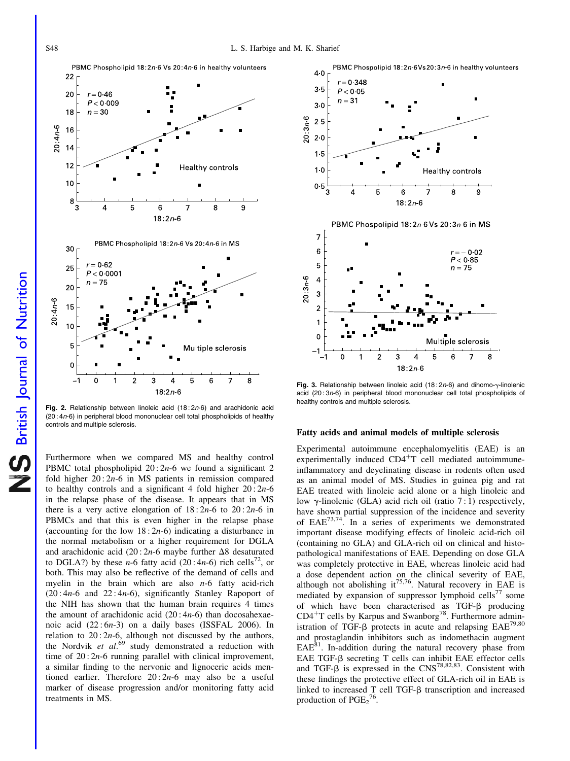Fig. 2. Relationship between linoleic acid (18 : 2n-6) and arachidonic acid (20 : 4n-6) in peripheral blood mononuclear cell total phospholipids of healthy controls and multiple sclerosis.

Fig. 3. Relationship between linoleic acid (18 : 2n-6) and dihomo-γ-linolenic acid (20 : 3n-6) in peripheral blood mononuclear cell total phospholipids of healthy controls and multiple sclerosis.

Furthermore when we compared MS and healthy control PBMC total phospholipid 20 : 2n-6 we found a significant 2 fold higher 20 : 2n-6 in MS patients in remission compared to healthy controls and a significant 4 fold higher 20 : 2n-6 in the relapse phase of the disease. It appears that in MS there is a very active elongation of 18 : 2n-6 to 20 : 2n-6 in PBMCs and that this is even higher in the relapse phase (accounting for the low 18 : 2n-6) indicating a disturbance in the normal metabolism or a higher requirement for DGLA and arachidonic acid (20 : 2n-6 maybe further Δ8 desaturated to DGLA?) by these n-6 fatty acid (20 : 4n-6) rich cells[72], or both. This may also be reflective of the demand of cells and myelin in the brain which are also n-6 fatty acid-rich (20 : 4n-6 and 22 : 4n-6), significantly Stanley Rapoport of the NIH has shown that the human brain requires 4 times the amount of arachidonic acid (20 : 4n-6) than docosahexaenoic acid (22 : 6n-3) on a daily bases (ISSFAL 2006). In relation to 20 : 2n-6, although not discussed by the authors, the Nordvik *et al.*[69] study demonstrated a reduction with time of 20 : 2n-6 running parallel with clinical improvement, a similar finding to the nervonic and lignoceric acids mentioned earlier. Therefore 20 : 2n-6 may also be a useful marker of disease progression and/or monitoring fatty acid treatments in MS.

## Fatty acids and animal models of multiple sclerosis

Experimental autoimmune encephalomyelitis (EAE) is an experimentally induced $CD4^{+}$T cell mediated autoimmune-inflammatory and deyelinating disease in rodents often used as an animal model of MS. Studies in guinea pig and rat EAE treated with linoleic acid alone or a high linoleic and low γ-linolenic (GLA) acid rich oil (ratio 7 : 1) respectively, have shown partial suppression of the incidence and severity of EAE[73,74]. In a series of experiments we demonstrated important disease modifying effects of linoleic acid-rich oil (containing no GLA) and GLA-rich oil on clinical and histopathological manifestations of EAE. Depending on dose GLA was completely protective in EAE, whereas linoleic acid had a dose dependent action on the clinical severity of EAE, although not abolishing it[75,76]. Natural recovery in EAE is mediated by expansion of suppressor lymphoid cells[77] some of which have been characterised as TGF-β producing $CD4^{+}$T cells by Karpus and Swanborg[78]. Furthermore administration of TGF-β protects in acute and relapsing EAE[79,80] and prostaglandin inhibitors such as indomethacin augment EAE[81]. In-addition during the natural recovery phase from EAE TGF-β secreting T cells can inhibit EAE effector cells and TGF-β is expressed in the CNS[78,82,83]. Consistent with these findings the protective effect of GLA-rich oil in EAE is linked to increased T cell TGF-β transcription and increased production of $PGE_2$[76].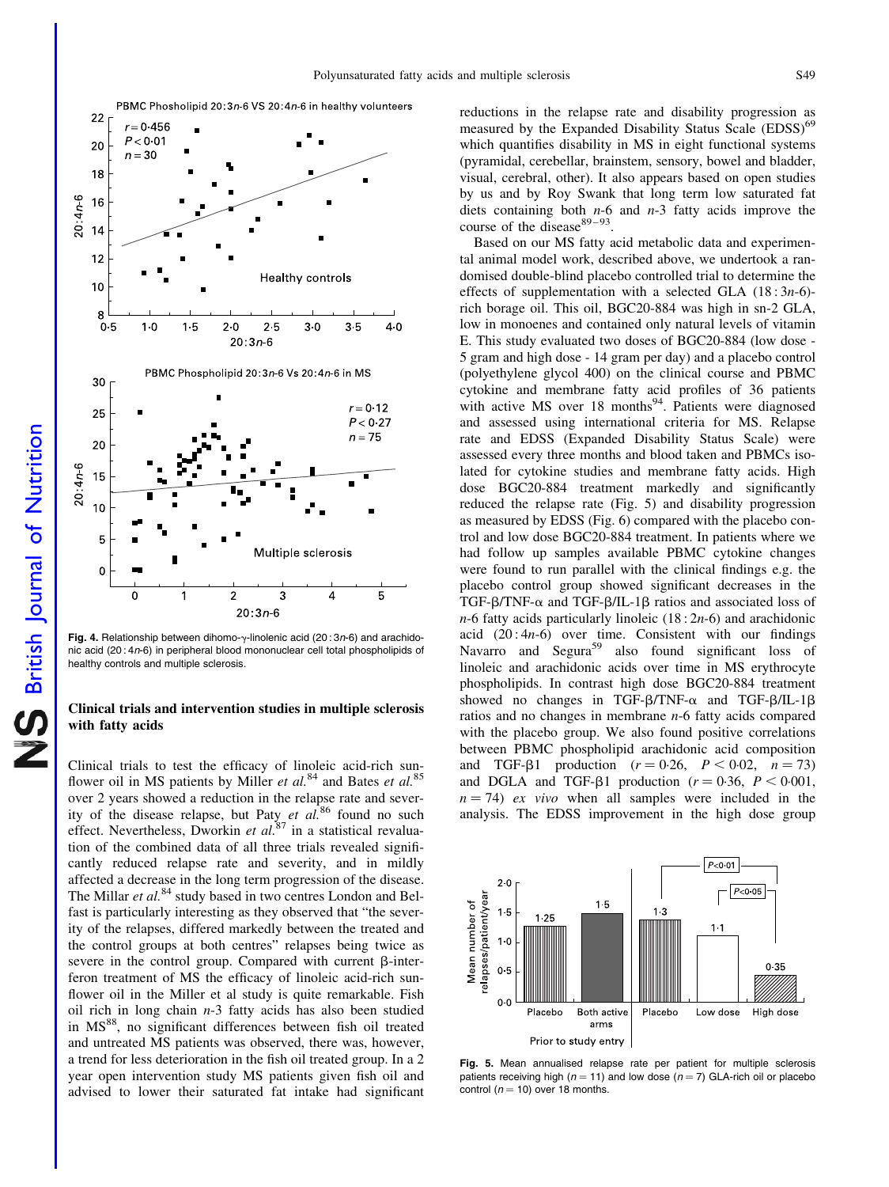Fig. 4. Relationship between dihomo-γ-linolenic acid (20 : 3*n*-6) and arachidonic acid (20 : 4*n*-6) in peripheral blood mononuclear cell total phospholipids of healthy controls and multiple sclerosis.

## Clinical trials and intervention studies in multiple sclerosis with fatty acids

Clinical trials to test the efficacy of linoleic acid-rich sunflower oil in MS patients by Miller *et al.*[84] and Bates *et al.*[85] over 2 years showed a reduction in the relapse rate and severity of the disease relapse, but Paty *et al.*[86] found no such effect. Nevertheless, Dworkin *et al.*[87] in a statistical revaluation of the combined data of all three trials revealed significantly reduced relapse rate and severity, and in mildly affected a decrease in the long term progression of the disease. The Millar *et al.*[84] study based in two centres London and Belfast is particularly interesting as they observed that "the severity of the relapses, differed markedly between the treated and the control groups at both centres" relapses being twice as severe in the control group. Compared with current β-interferon treatment of MS the efficacy of linoleic acid-rich sunflower oil in the Miller et al study is quite remarkable. Fish oil rich in long chain *n*-3 fatty acids has also been studied in MS[88], no significant differences between fish oil treated and untreated MS patients was observed, there was, however, a trend for less deterioration in the fish oil treated group. In a 2 year open intervention study MS patients given fish oil and advised to lower their saturated fat intake had significant reductions in the relapse rate and disability progression as measured by the Expanded Disability Status Scale (EDSS)[69] which quantifies disability in MS in eight functional systems (pyramidal, cerebellar, brainstem, sensory, bowel and bladder, visual, cerebral, other). It also appears based on open studies by us and by Roy Swank that long term low saturated fat diets containing both *n*-6 and *n*-3 fatty acids improve the course of the disease[89–93].

Based on our MS fatty acid metabolic data and experimental animal model work, described above, we undertook a randomised double-blind placebo controlled trial to determine the effects of supplementation with a selected GLA (18 : 3*n*-6)-rich borage oil. This oil, BGC20-884 was high in sn-2 GLA, low in monoenes and contained only natural levels of vitamin E. This study evaluated two doses of BGC20-884 (low dose - 5 gram and high dose - 14 gram per day) and a placebo control (polyethylene glycol 400) on the clinical course and PBMC cytokine and membrane fatty acid profiles of 36 patients with active MS over 18 months[94]. Patients were diagnosed and assessed using international criteria for MS. Relapse rate and EDSS (Expanded Disability Status Scale) were assessed every three months and blood taken and PBMCs isolated for cytokine studies and membrane fatty acids. High dose BGC20-884 treatment markedly and significantly reduced the relapse rate (Fig. 5) and disability progression as measured by EDSS (Fig. 6) compared with the placebo control and low dose BGC20-884 treatment. In patients where we had follow up samples available PBMC cytokine changes were found to run parallel with the clinical findings e.g. the placebo control group showed significant decreases in the TGF-β/TNF-α and TGF-β/IL-1β ratios and associated loss of *n*-6 fatty acids particularly linoleic (18 : 2*n*-6) and arachidonic acid (20 : 4*n*-6) over time. Consistent with our findings Navarro and Segura[59] also found significant loss of linoleic and arachidonic acids over time in MS erythrocyte phospholipids. In contrast high dose BGC20-884 treatment showed no changes in TGF-β/TNF-α and TGF-β/IL-1β ratios and no changes in membrane *n*-6 fatty acids compared with the placebo group. We also found positive correlations between PBMC phospholipid arachidonic acid composition and TGF-β1 production ($r = 0{\cdot}26$, $P < 0{\cdot}02$, $n = 73$) and DGLA and TGF-β1 production ($r = 0{\cdot}36$, $P < 0{\cdot}001$, $n = 74$) *ex vivo* when all samples were included in the analysis. The EDSS improvement in the high dose group

Fig. 5. Mean annualised relapse rate per patient for multiple sclerosis patients receiving high ($n = 11$) and low dose ($n = 7$) GLA-rich oil or placebo control ($n = 10$) over 18 months.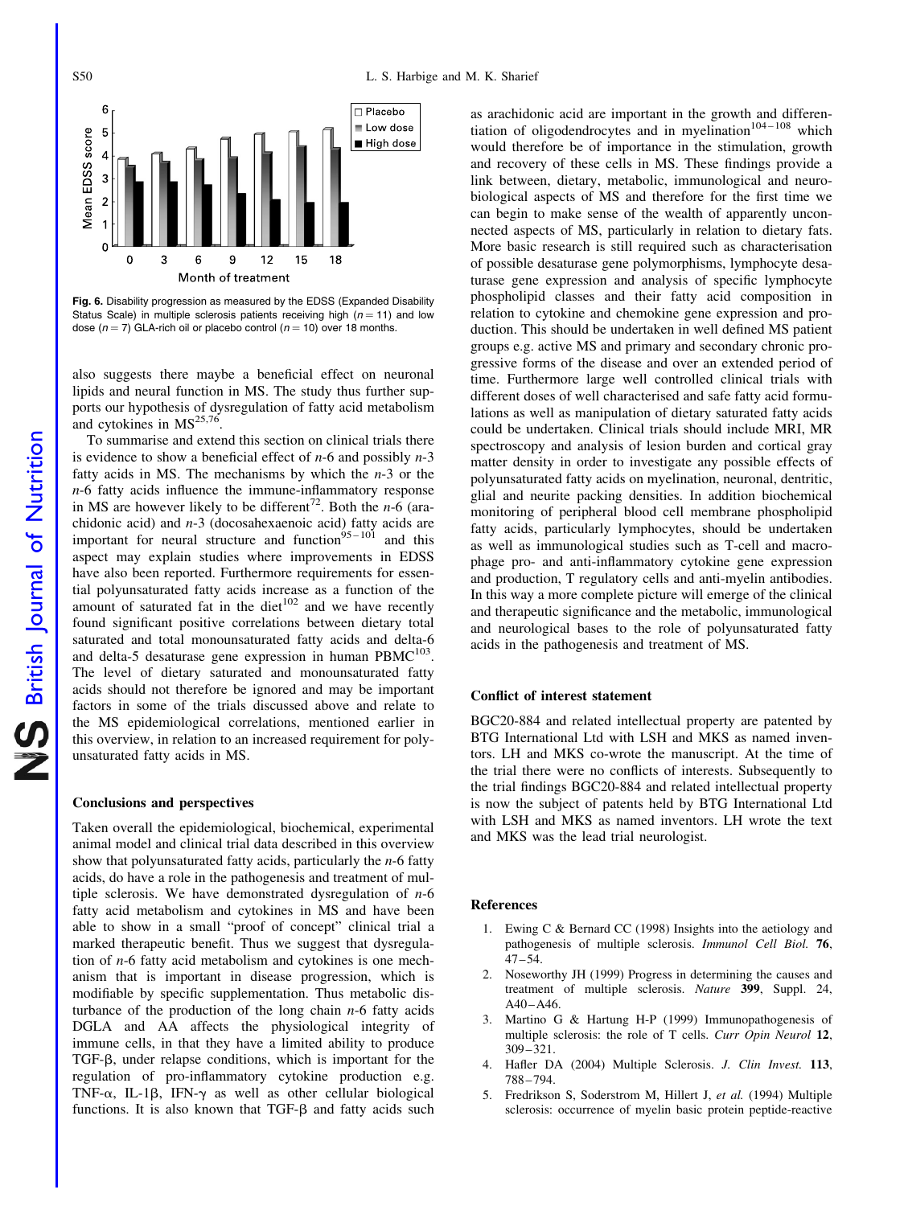Fig. 6. Disability progression as measured by the EDSS (Expanded Disability Status Scale) in multiple sclerosis patients receiving high ($n = 11$) and low dose ($n = 7$) GLA-rich oil or placebo control ($n = 10$) over 18 months.

also suggests there maybe a beneficial effect on neuronal lipids and neural function in MS. The study thus further supports our hypothesis of dysregulation of fatty acid metabolism and cytokines in MS[25,76].

To summarise and extend this section on clinical trials there is evidence to show a beneficial effect of *n*-6 and possibly *n*-3 fatty acids in MS. The mechanisms by which the *n*-3 or the *n*-6 fatty acids influence the immune-inflammatory response in MS are however likely to be different[72]. Both the *n*-6 (arachidonic acid) and *n*-3 (docosahexaenoic acid) fatty acids are important for neural structure and function[95–101] and this aspect may explain studies where improvements in EDSS have also been reported. Furthermore requirements for essential polyunsaturated fatty acids increase as a function of the amount of saturated fat in the diet[102] and we have recently found significant positive correlations between dietary total saturated and total monounsaturated fatty acids and delta-6 and delta-5 desaturase gene expression in human PBMC[103]. The level of dietary saturated and monounsaturated fatty acids should not therefore be ignored and may be important factors in some of the trials discussed above and relate to the MS epidemiological correlations, mentioned earlier in this overview, in relation to an increased requirement for polyunsaturated fatty acids in MS.

## Conclusions and perspectives

Taken overall the epidemiological, biochemical, experimental animal model and clinical trial data described in this overview show that polyunsaturated fatty acids, particularly the *n*-6 fatty acids, do have a role in the pathogenesis and treatment of multiple sclerosis. We have demonstrated dysregulation of *n*-6 fatty acid metabolism and cytokines in MS and have been able to show in a small "proof of concept" clinical trial a marked therapeutic benefit. Thus we suggest that dysregulation of *n*-6 fatty acid metabolism and cytokines is one mechanism that is important in disease progression, which is modifiable by specific supplementation. Thus metabolic disturbance of the production of the long chain *n*-6 fatty acids DGLA and AA affects the physiological integrity of immune cells, in that they have a limited ability to produce TGF-β, under relapse conditions, which is important for the regulation of pro-inflammatory cytokine production e.g. TNF-α, IL-1β, IFN-γ as well as other cellular biological functions. It is also known that TGF-β and fatty acids such as arachidonic acid are important in the growth and differentiation of oligodendrocytes and in myelination[104–108] which would therefore be of importance in the stimulation, growth and recovery of these cells in MS. These findings provide a link between, dietary, metabolic, immunological and neurobiological aspects of MS and therefore for the first time we can begin to make sense of the wealth of apparently unconnected aspects of MS, particularly in relation to dietary fats. More basic research is still required such as characterisation of possible desaturase gene polymorphisms, lymphocyte desaturase gene expression and analysis of specific lymphocyte phospholipid classes and their fatty acid composition in relation to cytokine and chemokine gene expression and production. This should be undertaken in well defined MS patient groups e.g. active MS and primary and secondary chronic progressive forms of the disease and over an extended period of time. Furthermore large well controlled clinical trials with different doses of well characterised and safe fatty acid formulations as well as manipulation of dietary saturated fatty acids could be undertaken. Clinical trials should include MRI, MR spectroscopy and analysis of lesion burden and cortical gray matter density in order to investigate any possible effects of polyunsaturated fatty acids on myelination, neuronal, dentritic, glial and neurite packing densities. In addition biochemical monitoring of peripheral blood cell membrane phospholipid fatty acids, particularly lymphocytes, should be undertaken as well as immunological studies such as T-cell and macrophage pro- and anti-inflammatory cytokine gene expression and production, T regulatory cells and anti-myelin antibodies. In this way a more complete picture will emerge of the clinical and therapeutic significance and the metabolic, immunological and neurological bases to the role of polyunsaturated fatty acids in the pathogenesis and treatment of MS.

## Conflict of interest statement

BGC20-884 and related intellectual property are patented by BTG International Ltd with LSH and MKS as named inventors. LH and MKS co-wrote the manuscript. At the time of the trial there were no conflicts of interests. Subsequently to the trial findings BGC20-884 and related intellectual property is now the subject of patents held by BTG International Ltd with LSH and MKS as named inventors. LH wrote the text and MKS was the lead trial neurologist.

## References

1. Ewing C & Bernard CC (1998) Insights into the aetiology and pathogenesis of multiple sclerosis. *Immunol Cell Biol.* **76**, 47–54.
2. Noseworthy JH (1999) Progress in determining the causes and treatment of multiple sclerosis. *Nature* **399**, Suppl. 24, A40–A46.
3. Martino G & Hartung H-P (1999) Immunopathogenesis of multiple sclerosis: the role of T cells. *Curr Opin Neurol* **12**, 309–321.
4. Hafler DA (2004) Multiple Sclerosis. *J. Clin Invest.* **113**, 788–794.
5. Fredrikson S, Soderstrom M, Hillert J, *et al.* (1994) Multiple sclerosis: occurrence of myelin basic protein peptide-reactive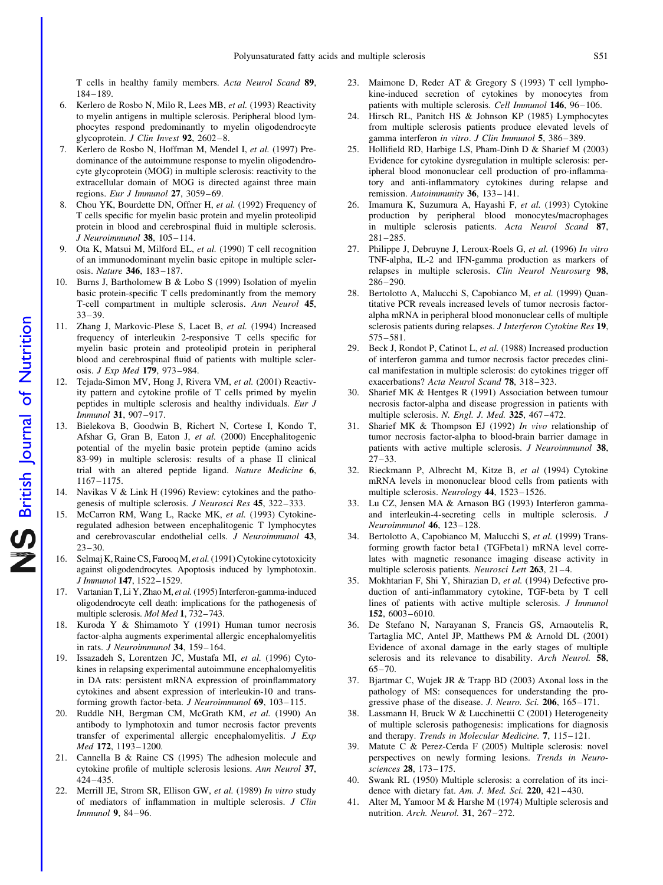T cells in healthy family members. *Acta Neurol Scand* **89**, 184–189.

6. Kerlero de Rosbo N, Milo R, Lees MB, *et al.* (1993) Reactivity to myelin antigens in multiple sclerosis. Peripheral blood lymphocytes respond predominantly to myelin oligodendrocyte glycoprotein. *J Clin Invest* **92**, 2602–8.
7. Kerlero de Rosbo N, Hoffman M, Mendel I, *et al.* (1997) Predominance of the autoimmune response to myelin oligodendrocyte glycoprotein (MOG) in multiple sclerosis: reactivity to the extracellular domain of MOG is directed against three main regions. *Eur J Immunol* **27**, 3059–69.
8. Chou YK, Bourdette DN, Offner H, *et al.* (1992) Frequency of T cells specific for myelin basic protein and myelin proteolipid protein in blood and cerebrospinal fluid in multiple sclerosis. *J Neuroimmunol* **38**, 105–114.
9. Ota K, Matsui M, Milford EL, *et al.* (1990) T cell recognition of an immunodominant myelin basic epitope in multiple sclerosis. *Nature* **346**, 183–187.
10. Burns J, Bartholomew B & Lobo S (1999) Isolation of myelin basic protein-specific T cells predominantly from the memory T-cell compartment in multiple sclerosis. *Ann Neurol* **45**, 33–39.
11. Zhang J, Markovic-Plese S, Lacet B, *et al.* (1994) Increased frequency of interleukin 2-responsive T cells specific for myelin basic protein and proteolipid protein in peripheral blood and cerebrospinal fluid of patients with multiple sclerosis. *J Exp Med* **179**, 973–984.
12. Tejada-Simon MV, Hong J, Rivera VM, *et al.* (2001) Reactivity pattern and cytokine profile of T cells primed by myelin peptides in multiple sclerosis and healthy individuals. *Eur J Immunol* **31**, 907–917.
13. Bielekova B, Goodwin B, Richert N, Cortese I, Kondo T, Afshar G, Gran B, Eaton J, *et al.* (2000) Encephalitogenic potential of the myelin basic protein peptide (amino acids 83-99) in multiple sclerosis: results of a phase II clinical trial with an altered peptide ligand. *Nature Medicine* **6**, 1167–1175.
14. Navikas V & Link H (1996) Review: cytokines and the pathogenesis of multiple sclerosis. *J Neurosci Res* **45**, 322–333.
15. McCarron RM, Wang L, Racke MK, *et al.* (1993) Cytokine-regulated adhesion between encephalitogenic T lymphocytes and cerebrovascular endothelial cells. *J Neuroimmunol* **43**, 23–30.
16. Selmaj K, Raine CS, Farooq M, *et al.* (1991) Cytokine cytotoxicity against oligodendrocytes. Apoptosis induced by lymphotoxin. *J Immunol* **147**, 1522–1529.
17. Vartanian T, Li Y, Zhao M, *et al.* (1995) Interferon-gamma-induced oligodendrocyte cell death: implications for the pathogenesis of multiple sclerosis. *Mol Med* **1**, 732–743.
18. Kuroda Y & Shimamoto Y (1991) Human tumor necrosis factor-alpha augments experimental allergic encephalomyelitis in rats. *J Neuroimmunol* **34**, 159–164.
19. Issazadeh S, Lorentzen JC, Mustafa MI, *et al.* (1996) Cytokines in relapsing experimental autoimmune encephalomyelitis in DA rats: persistent mRNA expression of proinflammatory cytokines and absent expression of interleukin-10 and transforming growth factor-beta. *J Neuroimmunol* **69**, 103–115.
20. Ruddle NH, Bergman CM, McGrath KM, *et al.* (1990) An antibody to lymphotoxin and tumor necrosis factor prevents transfer of experimental allergic encephalomyelitis. *J Exp Med* **172**, 1193–1200.
21. Cannella B & Raine CS (1995) The adhesion molecule and cytokine profile of multiple sclerosis lesions. *Ann Neurol* **37**, 424–435.
22. Merrill JE, Strom SR, Ellison GW, *et al.* (1989) *In vitro* study of mediators of inflammation in multiple sclerosis. *J Clin Immunol* **9**, 84–96.
23. Maimone D, Reder AT & Gregory S (1993) T cell lymphokine-induced secretion of cytokines by monocytes from patients with multiple sclerosis. *Cell Immunol* **146**, 96–106.
24. Hirsch RL, Panitch HS & Johnson KP (1985) Lymphocytes from multiple sclerosis patients produce elevated levels of gamma interferon *in vitro*. *J Clin Immunol* **5**, 386–389.
25. Hollifield RD, Harbige LS, Pham-Dinh D & Sharief M (2003) Evidence for cytokine dysregulation in multiple sclerosis: peripheral blood mononuclear cell production of pro-inflammatory and anti-inflammatory cytokines during relapse and remission. *Autoimmunity* **36**, 133–141.
26. Imamura K, Suzumura A, Hayashi F, *et al.* (1993) Cytokine production by peripheral blood monocytes/macrophages in multiple sclerosis patients. *Acta Neurol Scand* **87**, 281–285.
27. Philippe J, Debruyne J, Leroux-Roels G, *et al.* (1996) *In vitro* TNF-alpha, IL-2 and IFN-gamma production as markers of relapses in multiple sclerosis. *Clin Neurol Neurosurg* **98**, 286–290.
28. Bertolotto A, Malucchi S, Capobianco M, *et al.* (1999) Quantitative PCR reveals increased levels of tumor necrosis factor-alpha mRNA in peripheral blood mononuclear cells of multiple sclerosis patients during relapses. *J Interferon Cytokine Res* **19**, 575–581.
29. Beck J, Rondot P, Catinot L, *et al.* (1988) Increased production of interferon gamma and tumor necrosis factor precedes clinical manifestation in multiple sclerosis: do cytokines trigger off exacerbations? *Acta Neurol Scand* **78**, 318–323.
30. Sharief MK & Hentges R (1991) Association between tumour necrosis factor-alpha and disease progression in patients with multiple sclerosis. *N. Engl. J. Med.* **325**, 467–472.
31. Sharief MK & Thompson EJ (1992) *In vivo* relationship of tumor necrosis factor-alpha to blood-brain barrier damage in patients with active multiple sclerosis. *J Neuroimmunol* **38**, 27–33.
32. Rieckmann P, Albrecht M, Kitze B, *et al* (1994) Cytokine mRNA levels in mononuclear blood cells from patients with multiple sclerosis. *Neurology* **44**, 1523–1526.
33. Lu CZ, Jensen MA & Arnason BG (1993) Interferon gamma- and interleukin-4-secreting cells in multiple sclerosis. *J Neuroimmunol* **46**, 123–128.
34. Bertolotto A, Capobianco M, Malucchi S, *et al.* (1999) Transforming growth factor beta1 (TGFbeta1) mRNA level correlates with magnetic resonance imaging disease activity in multiple sclerosis patients. *Neurosci Lett* **263**, 21–4.
35. Mokhtarian F, Shi Y, Shirazian D, *et al.* (1994) Defective production of anti-inflammatory cytokine, TGF-beta by T cell lines of patients with active multiple sclerosis. *J Immunol* **152**, 6003–6010.
36. De Stefano N, Narayanan S, Francis GS, Arnaoutelis R, Tartaglia MC, Antel JP, Matthews PM & Arnold DL (2001) Evidence of axonal damage in the early stages of multiple sclerosis and its relevance to disability. *Arch Neurol.* **58**, 65–70.
37. Bjartmar C, Wujek JR & Trapp BD (2003) Axonal loss in the pathology of MS: consequences for understanding the progressive phase of the disease. *J. Neuro. Sci.* **206**, 165–171.
38. Lassmann H, Bruck W & Lucchinettii C (2001) Heterogeneity of multiple sclerosis pathogenesis: implications for diagnosis and therapy. *Trends in Molecular Medicine.* **7**, 115–121.
39. Matute C & Perez-Cerda F (2005) Multiple sclerosis: novel perspectives on newly forming lesions. *Trends in Neurosciences* **28**, 173–175.
40. Swank RL (1950) Multiple sclerosis: a correlation of its incidence with dietary fat. *Am. J. Med. Sci.* **220**, 421–430.
41. Alter M, Yamoor M & Harshe M (1974) Multiple sclerosis and nutrition. *Arch. Neurol.* **31**, 267–272.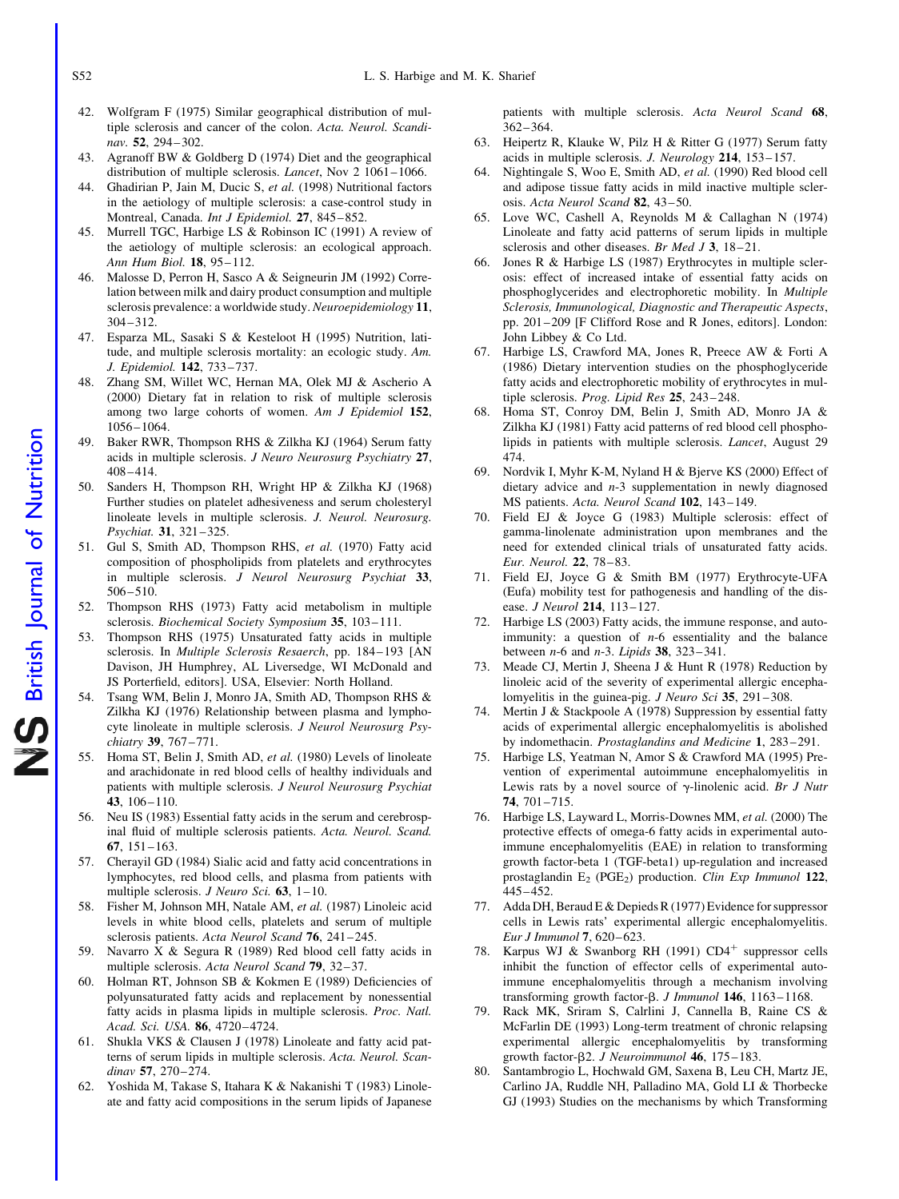42. Wolfgram F (1975) Similar geographical distribution of multiple sclerosis and cancer of the colon. *Acta. Neurol. Scandinav.* **52**, 294–302.
43. Agranoff BW & Goldberg D (1974) Diet and the geographical distribution of multiple sclerosis. *Lancet*, Nov 2 1061–1066.
44. Ghadirian P, Jain M, Ducic S, *et al.* (1998) Nutritional factors in the aetiology of multiple sclerosis: a case-control study in Montreal, Canada. *Int J Epidemiol.* **27**, 845–852.
45. Murrell TGC, Harbige LS & Robinson IC (1991) A review of the aetiology of multiple sclerosis: an ecological approach. *Ann Hum Biol.* **18**, 95–112.
46. Malosse D, Perron H, Sasco A & Seigneurin JM (1992) Correlation between milk and dairy product consumption and multiple sclerosis prevalence: a worldwide study. *Neuroepidemiology* **11**, 304–312.
47. Esparza ML, Sasaki S & Kesteloot H (1995) Nutrition, latitude, and multiple sclerosis mortality: an ecologic study. *Am. J. Epidemiol.* **142**, 733–737.
48. Zhang SM, Willet WC, Hernan MA, Olek MJ & Ascherio A (2000) Dietary fat in relation to risk of multiple sclerosis among two large cohorts of women. *Am J Epidemiol* **152**, 1056–1064.
49. Baker RWR, Thompson RHS & Zilkha KJ (1964) Serum fatty acids in multiple sclerosis. *J Neuro Neurosurg Psychiatry* **27**, 408–414.
50. Sanders H, Thompson RH, Wright HP & Zilkha KJ (1968) Further studies on platelet adhesiveness and serum cholesteryl linoleate levels in multiple sclerosis. *J. Neurol. Neurosurg. Psychiat.* **31**, 321–325.
51. Gul S, Smith AD, Thompson RHS, *et al.* (1970) Fatty acid composition of phospholipids from platelets and erythrocytes in multiple sclerosis. *J Neurol Neurosurg Psychiat* **33**, 506–510.
52. Thompson RHS (1973) Fatty acid metabolism in multiple sclerosis. *Biochemical Society Symposium* **35**, 103–111.
53. Thompson RHS (1975) Unsaturated fatty acids in multiple sclerosis. In *Multiple Sclerosis Resaerch*, pp. 184–193 [AN Davison, JH Humphrey, AL Liversedge, WI McDonald and JS Porterfield, editors]. USA, Elsevier: North Holland.
54. Tsang WM, Belin J, Monro JA, Smith AD, Thompson RHS & Zilkha KJ (1976) Relationship between plasma and lymphocyte linoleate in multiple sclerosis. *J Neurol Neurosurg Psychiatry* **39**, 767–771.
55. Homa ST, Belin J, Smith AD, *et al.* (1980) Levels of linoleate and arachidonate in red blood cells of healthy individuals and patients with multiple sclerosis. *J Neurol Neurosurg Psychiat* **43**, 106–110.
56. Neu IS (1983) Essential fatty acids in the serum and cerebrospinal fluid of multiple sclerosis patients. *Acta. Neurol. Scand.* **67**, 151–163.
57. Cherayil GD (1984) Sialic acid and fatty acid concentrations in lymphocytes, red blood cells, and plasma from patients with multiple sclerosis. *J Neuro Sci.* **63**, 1–10.
58. Fisher M, Johnson MH, Natale AM, *et al.* (1987) Linoleic acid levels in white blood cells, platelets and serum of multiple sclerosis patients. *Acta Neurol Scand* **76**, 241–245.
59. Navarro X & Segura R (1989) Red blood cell fatty acids in multiple sclerosis. *Acta Neurol Scand* **79**, 32–37.
60. Holman RT, Johnson SB & Kokmen E (1989) Deficiencies of polyunsaturated fatty acids and replacement by nonessential fatty acids in plasma lipids in multiple sclerosis. *Proc. Natl. Acad. Sci. USA.* **86**, 4720–4724.
61. Shukla VKS & Clausen J (1978) Linoleate and fatty acid patterns of serum lipids in multiple sclerosis. *Acta. Neurol. Scandinav* **57**, 270–274.
62. Yoshida M, Takase S, Itahara K & Nakanishi T (1983) Linoleate and fatty acid compositions in the serum lipids of Japanese patients with multiple sclerosis. *Acta Neurol Scand* **68**, 362–364.
63. Heipertz R, Klauke W, Pilz H & Ritter G (1977) Serum fatty acids in multiple sclerosis. *J. Neurology* **214**, 153–157.
64. Nightingale S, Woo E, Smith AD, *et al.* (1990) Red blood cell and adipose tissue fatty acids in mild inactive multiple sclerosis. *Acta Neurol Scand* **82**, 43–50.
65. Love WC, Cashell A, Reynolds M & Callaghan N (1974) Linoleate and fatty acid patterns of serum lipids in multiple sclerosis and other diseases. *Br Med J* **3**, 18–21.
66. Jones R & Harbige LS (1987) Erythrocytes in multiple sclerosis: effect of increased intake of essential fatty acids on phosphoglycerides and electrophoretic mobility. In *Multiple Sclerosis, Immunological, Diagnostic and Therapeutic Aspects*, pp. 201–209 [F Clifford Rose and R Jones, editors]. London: John Libbey & Co Ltd.
67. Harbige LS, Crawford MA, Jones R, Preece AW & Forti A (1986) Dietary intervention studies on the phosphoglyceride fatty acids and electrophoretic mobility of erythrocytes in multiple sclerosis. *Prog. Lipid Res* **25**, 243–248.
68. Homa ST, Conroy DM, Belin J, Smith AD, Monro JA & Zilkha KJ (1981) Fatty acid patterns of red blood cell phospholipids in patients with multiple sclerosis. *Lancet*, August 29 474.
69. Nordvik I, Myhr K-M, Nyland H & Bjerve KS (2000) Effect of dietary advice and *n*-3 supplementation in newly diagnosed MS patients. *Acta. Neurol. Scand* **102**, 143–149.
70. Field EJ & Joyce G (1983) Multiple sclerosis: effect of gamma-linolenate administration upon membranes and the need for extended clinical trials of unsaturated fatty acids. *Eur. Neurol.* **22**, 78–83.
71. Field EJ, Joyce G & Smith BM (1977) Erythrocyte-UFA (Eufa) mobility test for pathogenesis and handling of the disease. *J Neurol* **214**, 113–127.
72. Harbige LS (2003) Fatty acids, the immune response, and autoimmunity: a question of *n*-6 essentiality and the balance between *n*-6 and *n*-3. *Lipids* **38**, 323–341.
73. Meade CJ, Mertin J, Sheena J & Hunt R (1978) Reduction by linoleic acid of the severity of experimental allergic encephalomyelitis in the guinea-pig. *J Neuro Sci* **35**, 291–308.
74. Mertin J & Stackpoole A (1978) Suppression by essential fatty acids of experimental allergic encephalomyelitis is abolished by indomethacin. *Prostaglandins and Medicine* **1**, 283–291.
75. Harbige LS, Yeatman N, Amor S & Crawford MA (1995) Prevention of experimental autoimmune encephalomyelitis in Lewis rats by a novel source of γ-linolenic acid. *Br J Nutr* **74**, 701–715.
76. Harbige LS, Layward L, Morris-Downes MM, *et al.* (2000) The protective effects of omega-6 fatty acids in experimental autoimmune encephalomyelitis (EAE) in relation to transforming growth factor-beta 1 (TGF-beta1) up-regulation and increased prostaglandin $E_2$ ($PGE_2$) production. *Clin Exp Immunol* **122**, 445–452.
77. Adda DH, Beraud E & Depieds R (1977) Evidence for suppressor cells in Lewis rats' experimental allergic encephalomyelitis. *Eur J Immunol* **7**, 620–623.
78. Karpus WJ & Swanborg RH (1991) $CD4^+$ suppressor cells inhibit the function of effector cells of experimental autoimmune encephalomyelitis through a mechanism involving transforming growth factor-β. *J Immunol* **146**, 1163–1168.
79. Rack MK, Sriram S, Calrlini J, Cannella B, Raine CS & McFarlin DE (1993) Long-term treatment of chronic relapsing experimental allergic encephalomyelitis by transforming growth factor-β2. *J Neuroimmunol* **46**, 175–183.
80. Santambrogio L, Hochwald GM, Saxena B, Leu CH, Martz JE, Carlino JA, Ruddle NH, Palladino MA, Gold LI & Thorbecke GJ (1993) Studies on the mechanisms by which Transforming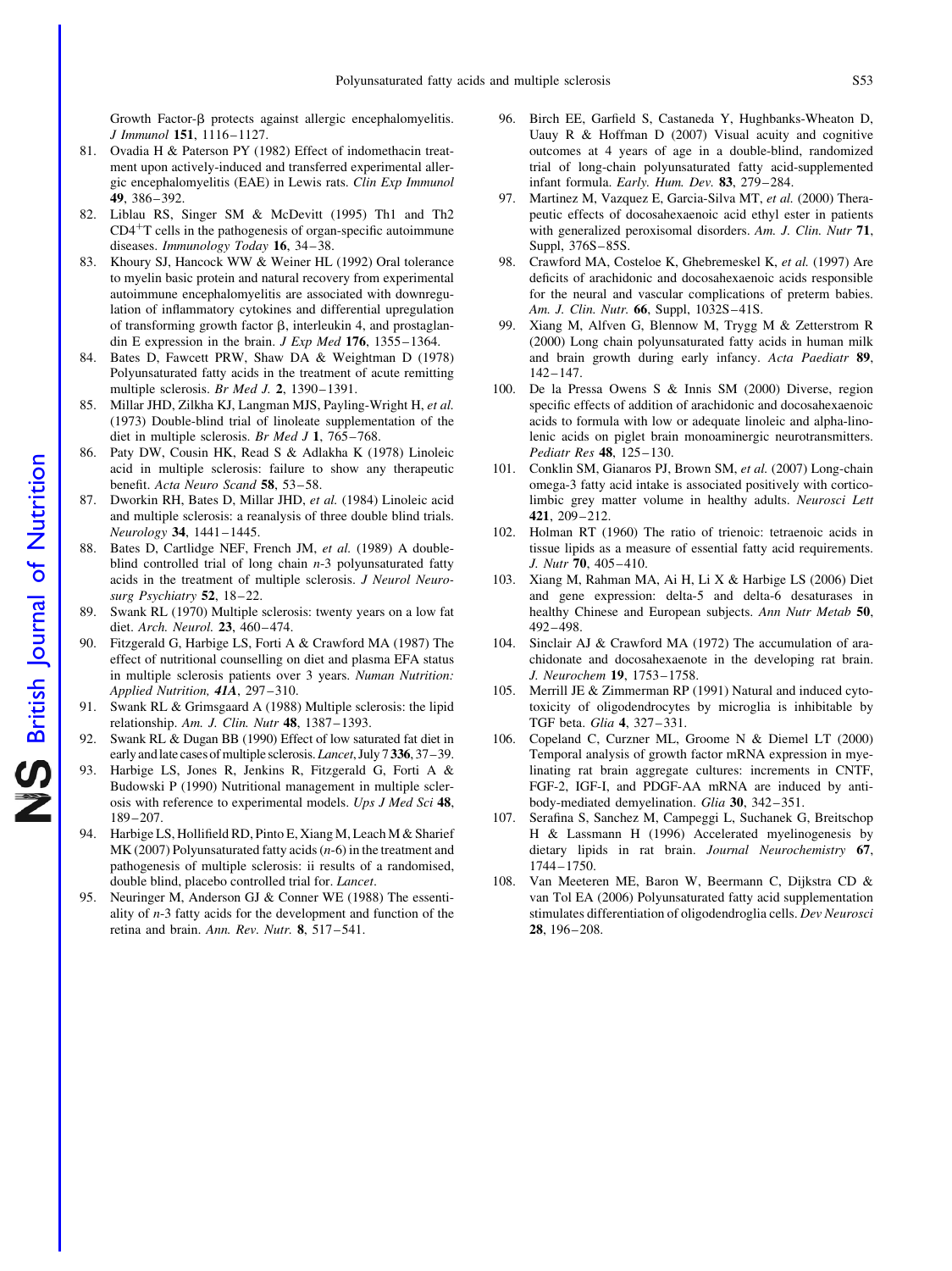Growth Factor-β protects against allergic encephalomyelitis. *J Immunol* **151**, 1116–1127.

81. Ovadia H & Paterson PY (1982) Effect of indomethacin treatment upon actively-induced and transferred experimental allergic encephalomyelitis (EAE) in Lewis rats. *Clin Exp Immunol* **49**, 386–392.
82. Liblau RS, Singer SM & McDevitt (1995) Th1 and Th2 $CD4^{+}T$ cells in the pathogenesis of organ-specific autoimmune diseases. *Immunology Today* **16**, 34–38.
83. Khoury SJ, Hancock WW & Weiner HL (1992) Oral tolerance to myelin basic protein and natural recovery from experimental autoimmune encephalomyelitis are associated with downregulation of inflammatory cytokines and differential upregulation of transforming growth factor β, interleukin 4, and prostaglandin E expression in the brain. *J Exp Med* **176**, 1355–1364.
84. Bates D, Fawcett PRW, Shaw DA & Weightman D (1978) Polyunsaturated fatty acids in the treatment of acute remitting multiple sclerosis. *Br Med J.* **2**, 1390–1391.
85. Millar JHD, Zilkha KJ, Langman MJS, Payling-Wright H, *et al.* (1973) Double-blind trial of linoleate supplementation of the diet in multiple sclerosis. *Br Med J* **1**, 765–768.
86. Paty DW, Cousin HK, Read S & Adlakha K (1978) Linoleic acid in multiple sclerosis: failure to show any therapeutic benefit. *Acta Neuro Scand* **58**, 53–58.
87. Dworkin RH, Bates D, Millar JHD, *et al.* (1984) Linoleic acid and multiple sclerosis: a reanalysis of three double blind trials. *Neurology* **34**, 1441–1445.
88. Bates D, Cartlidge NEF, French JM, *et al.* (1989) A double-blind controlled trial of long chain *n*-3 polyunsaturated fatty acids in the treatment of multiple sclerosis. *J Neurol Neurosurg Psychiatry* **52**, 18–22.
89. Swank RL (1970) Multiple sclerosis: twenty years on a low fat diet. *Arch. Neurol.* **23**, 460–474.
90. Fitzgerald G, Harbige LS, Forti A & Crawford MA (1987) The effect of nutritional counselling on diet and plasma EFA status in multiple sclerosis patients over 3 years. *Numan Nutrition: Applied Nutrition,* ***41A***, 297–310.
91. Swank RL & Grimsgaard A (1988) Multiple sclerosis: the lipid relationship. *Am. J. Clin. Nutr* **48**, 1387–1393.
92. Swank RL & Dugan BB (1990) Effect of low saturated fat diet in early and late cases of multiple sclerosis. *Lancet*, July 7 **336**, 37–39.
93. Harbige LS, Jones R, Jenkins R, Fitzgerald G, Forti A & Budowski P (1990) Nutritional management in multiple sclerosis with reference to experimental models. *Ups J Med Sci* **48**, 189–207.
94. Harbige LS, Hollifield RD, Pinto E, Xiang M, Leach M & Sharief MK (2007) Polyunsaturated fatty acids (*n*-6) in the treatment and pathogenesis of multiple sclerosis: ii results of a randomised, double blind, placebo controlled trial for. *Lancet*.
95. Neuringer M, Anderson GJ & Conner WE (1988) The essentiality of *n*-3 fatty acids for the development and function of the retina and brain. *Ann. Rev. Nutr.* **8**, 517–541.
96. Birch EE, Garfield S, Castaneda Y, Hughbanks-Wheaton D, Uauy R & Hoffman D (2007) Visual acuity and cognitive outcomes at 4 years of age in a double-blind, randomized trial of long-chain polyunsaturated fatty acid-supplemented infant formula. *Early. Hum. Dev.* **83**, 279–284.
97. Martinez M, Vazquez E, Garcia-Silva MT, *et al.* (2000) Therapeutic effects of docosahexaenoic acid ethyl ester in patients with generalized peroxisomal disorders. *Am. J. Clin. Nutr* **71**, Suppl, 376S–85S.
98. Crawford MA, Costeloe K, Ghebremeskel K, *et al.* (1997) Are deficits of arachidonic and docosahexaenoic acids responsible for the neural and vascular complications of preterm babies. *Am. J. Clin. Nutr.* **66**, Suppl, 1032S–41S.
99. Xiang M, Alfven G, Blennow M, Trygg M & Zetterstrom R (2000) Long chain polyunsaturated fatty acids in human milk and brain growth during early infancy. *Acta Paediatr* **89**, 142–147.
100. De la Pressa Owens S & Innis SM (2000) Diverse, region specific effects of addition of arachidonic and docosahexaenoic acids to formula with low or adequate linoleic and alpha-linolenic acids on piglet brain monoaminergic neurotransmitters. *Pediatr Res* **48**, 125–130.
101. Conklin SM, Gianaros PJ, Brown SM, *et al.* (2007) Long-chain omega-3 fatty acid intake is associated positively with corticolimbic grey matter volume in healthy adults. *Neurosci Lett* **421**, 209–212.
102. Holman RT (1960) The ratio of trienoic: tetraenoic acids in tissue lipids as a measure of essential fatty acid requirements. *J. Nutr* **70**, 405–410.
103. Xiang M, Rahman MA, Ai H, Li X & Harbige LS (2006) Diet and gene expression: delta-5 and delta-6 desaturases in healthy Chinese and European subjects. *Ann Nutr Metab* **50**, 492–498.
104. Sinclair AJ & Crawford MA (1972) The accumulation of arachidonate and docosahexaenote in the developing rat brain. *J. Neurochem* **19**, 1753–1758.
105. Merrill JE & Zimmerman RP (1991) Natural and induced cytotoxicity of oligodendrocytes by microglia is inhibitable by TGF beta. *Glia* **4**, 327–331.
106. Copeland C, Curzner ML, Groome N & Diemel LT (2000) Temporal analysis of growth factor mRNA expression in myelinating rat brain aggregate cultures: increments in CNTF, FGF-2, IGF-I, and PDGF-AA mRNA are induced by antibody-mediated demyelination. *Glia* **30**, 342–351.
107. Serafina S, Sanchez M, Campeggi L, Suchanek G, Breitschop H & Lassmann H (1996) Accelerated myelinogenesis by dietary lipids in rat brain. *Journal Neurochemistry* **67**, 1744–1750.
108. Van Meeteren ME, Baron W, Beermann C, Dijkstra CD & van Tol EA (2006) Polyunsaturated fatty acid supplementation stimulates differentiation of oligodendroglia cells. *Dev Neurosci* **28**, 196–208.